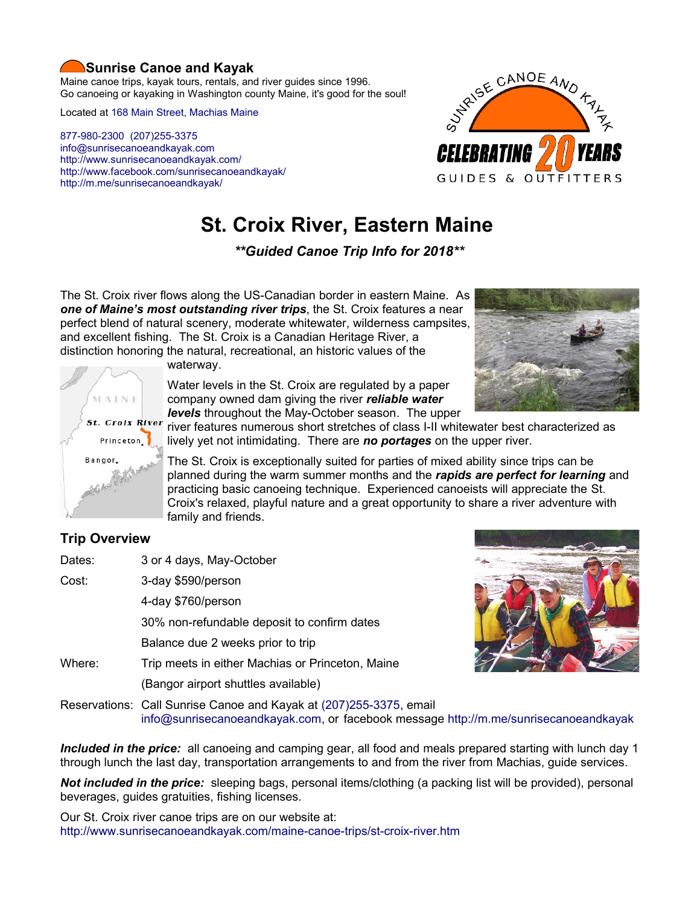## Sunrise Canoe and Kayak

Maine canoe trips, kayak tours, rentals, and river guides since 1996.
Go canoeing or kayaking in Washington county Maine, it's good for the soul!

Located at 168 Main Street, Machias Maine

877-980-2300 (207)255-3375
info@sunrisecanoeandkayak.com
http://www.sunrisecanoeandkayak.com/
http://www.facebook.com/sunrisecanoeandkayak/
http://m.me/sunrisecanoeandkayak/

# St. Croix River, Eastern Maine

***Guided Canoe Trip Info for 2018***

The St. Croix river flows along the US-Canadian border in eastern Maine. As ***one of Maine's most outstanding river trips***, the St. Croix features a near perfect blend of natural scenery, moderate whitewater, wilderness campsites, and excellent fishing. The St. Croix is a Canadian Heritage River, a distinction honoring the natural, recreational, an historic values of the waterway.

Water levels in the St. Croix are regulated by a paper company owned dam giving the river ***reliable water levels*** throughout the May-October season. The upper river features numerous short stretches of class I-II whitewater best characterized as lively yet not intimidating. There are ***no portages*** on the upper river.

The St. Croix is exceptionally suited for parties of mixed ability since trips can be planned during the warm summer months and the ***rapids are perfect for learning*** and practicing basic canoeing technique. Experienced canoeists will appreciate the St. Croix's relaxed, playful nature and a great opportunity to share a river adventure with family and friends.

## Trip Overview

| | |
|---|---|
| Dates: | 3 or 4 days, May-October |
| Cost: | 3-day $590/person |
| | 4-day $760/person |
| | 30% non-refundable deposit to confirm dates |
| | Balance due 2 weeks prior to trip |
| Where: | Trip meets in either Machias or Princeton, Maine |
| | (Bangor airport shuttles available) |
| Reservations: | Call Sunrise Canoe and Kayak at (207)255-3375, email info@sunrisecanoeandkayak.com, or facebook message http://m.me/sunrisecanoeandkayak |

***Included in the price:*** all canoeing and camping gear, all food and meals prepared starting with lunch day 1 through lunch the last day, transportation arrangements to and from the river from Machias, guide services.

***Not included in the price:*** sleeping bags, personal items/clothing (a packing list will be provided), personal beverages, guides gratuities, fishing licenses.

Our St. Croix river canoe trips are on our website at:
http://www.sunrisecanoeandkayak.com/maine-canoe-trips/st-croix-river.htm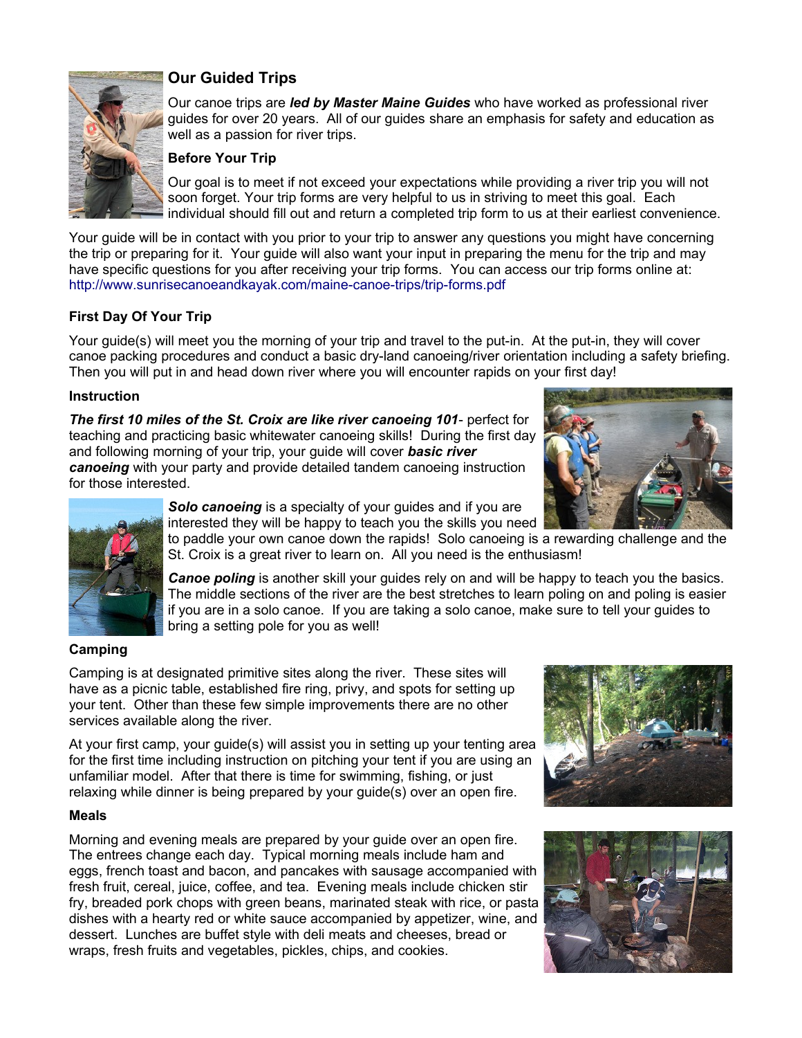## Our Guided Trips

Our canoe trips are ***led by Master Maine Guides*** who have worked as professional river guides for over 20 years. All of our guides share an emphasis for safety and education as well as a passion for river trips.

### Before Your Trip

Our goal is to meet if not exceed your expectations while providing a river trip you will not soon forget. Your trip forms are very helpful to us in striving to meet this goal. Each individual should fill out and return a completed trip form to us at their earliest convenience.

Your guide will be in contact with you prior to your trip to answer any questions you might have concerning the trip or preparing for it. Your guide will also want your input in preparing the menu for the trip and may have specific questions for you after receiving your trip forms. You can access our trip forms online at: http://www.sunrisecanoeandkayak.com/maine-canoe-trips/trip-forms.pdf

### First Day Of Your Trip

Your guide(s) will meet you the morning of your trip and travel to the put-in. At the put-in, they will cover canoe packing procedures and conduct a basic dry-land canoeing/river orientation including a safety briefing. Then you will put in and head down river where you will encounter rapids on your first day!

### Instruction

***The first 10 miles of the St. Croix are like river canoeing 101***- perfect for teaching and practicing basic whitewater canoeing skills! During the first day and following morning of your trip, your guide will cover ***basic river canoeing*** with your party and provide detailed tandem canoeing instruction for those interested.

***Solo canoeing*** is a specialty of your guides and if you are interested they will be happy to teach you the skills you need to paddle your own canoe down the rapids! Solo canoeing is a rewarding challenge and the St. Croix is a great river to learn on. All you need is the enthusiasm!

***Canoe poling*** is another skill your guides rely on and will be happy to teach you the basics. The middle sections of the river are the best stretches to learn poling on and poling is easier if you are in a solo canoe. If you are taking a solo canoe, make sure to tell your guides to bring a setting pole for you as well!

### Camping

Camping is at designated primitive sites along the river. These sites will have as a picnic table, established fire ring, privy, and spots for setting up your tent. Other than these few simple improvements there are no other services available along the river.

At your first camp, your guide(s) will assist you in setting up your tenting area for the first time including instruction on pitching your tent if you are using an unfamiliar model. After that there is time for swimming, fishing, or just relaxing while dinner is being prepared by your guide(s) over an open fire.

### Meals

Morning and evening meals are prepared by your guide over an open fire. The entrees change each day. Typical morning meals include ham and eggs, french toast and bacon, and pancakes with sausage accompanied with fresh fruit, cereal, juice, coffee, and tea. Evening meals include chicken stir fry, breaded pork chops with green beans, marinated steak with rice, or pasta dishes with a hearty red or white sauce accompanied by appetizer, wine, and dessert. Lunches are buffet style with deli meats and cheeses, bread or wraps, fresh fruits and vegetables, pickles, chips, and cookies.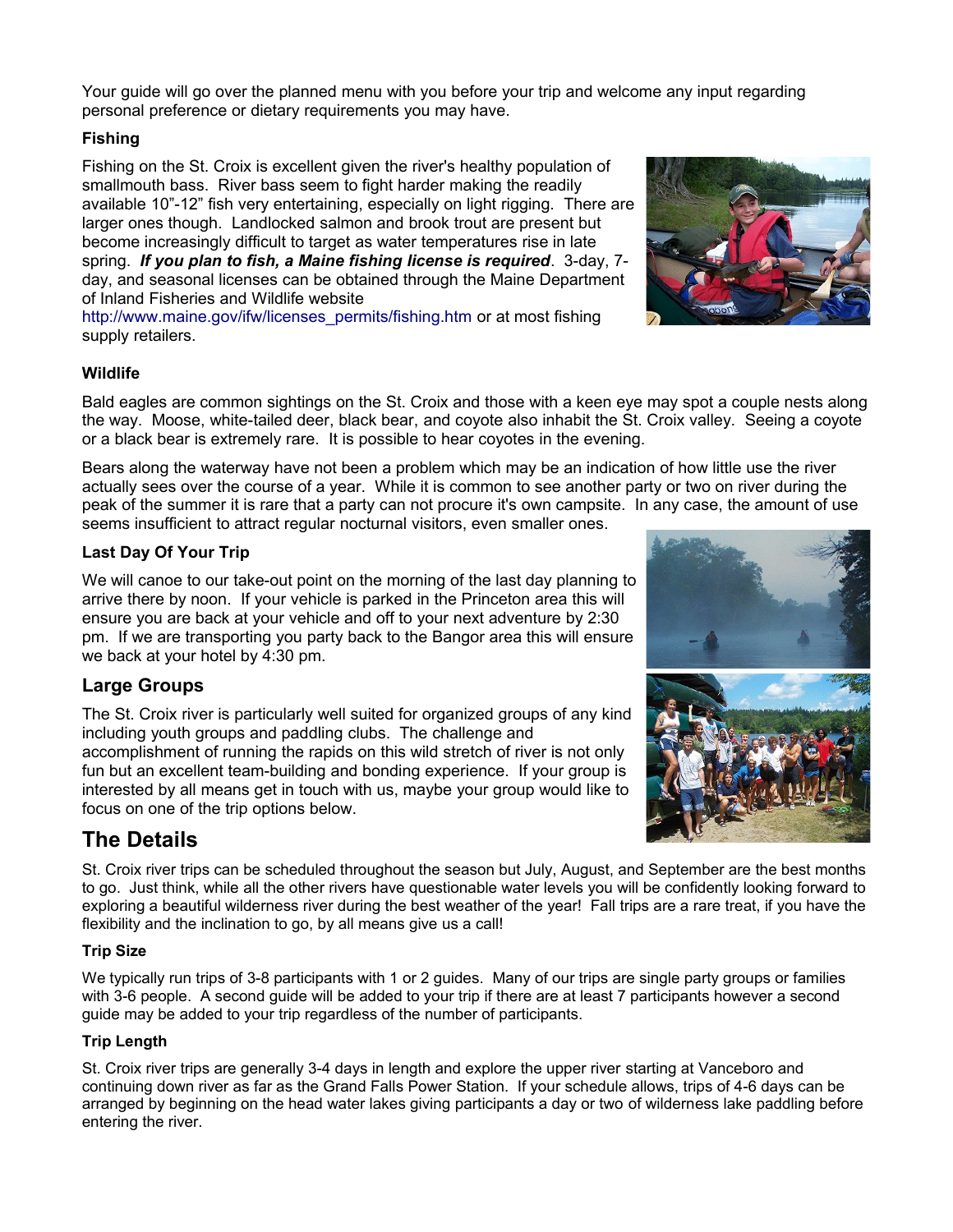Your guide will go over the planned menu with you before your trip and welcome any input regarding personal preference or dietary requirements you may have.

### Fishing

Fishing on the St. Croix is excellent given the river's healthy population of smallmouth bass. River bass seem to fight harder making the readily available 10”-12” fish very entertaining, especially on light rigging. There are larger ones though. Landlocked salmon and brook trout are present but become increasingly difficult to target as water temperatures rise in late spring. ***If you plan to fish, a Maine fishing license is required***. 3-day, 7-day, and seasonal licenses can be obtained through the Maine Department of Inland Fisheries and Wildlife website http://www.maine.gov/ifw/licenses_permits/fishing.htm or at most fishing supply retailers.

### Wildlife

Bald eagles are common sightings on the St. Croix and those with a keen eye may spot a couple nests along the way. Moose, white-tailed deer, black bear, and coyote also inhabit the St. Croix valley. Seeing a coyote or a black bear is extremely rare. It is possible to hear coyotes in the evening.

Bears along the waterway have not been a problem which may be an indication of how little use the river actually sees over the course of a year. While it is common to see another party or two on river during the peak of the summer it is rare that a party can not procure it's own campsite. In any case, the amount of use seems insufficient to attract regular nocturnal visitors, even smaller ones.

### Last Day Of Your Trip

We will canoe to our take-out point on the morning of the last day planning to arrive there by noon. If your vehicle is parked in the Princeton area this will ensure you are back at your vehicle and off to your next adventure by 2:30 pm. If we are transporting you party back to the Bangor area this will ensure we back at your hotel by 4:30 pm.

## Large Groups

The St. Croix river is particularly well suited for organized groups of any kind including youth groups and paddling clubs. The challenge and accomplishment of running the rapids on this wild stretch of river is not only fun but an excellent team-building and bonding experience. If your group is interested by all means get in touch with us, maybe your group would like to focus on one of the trip options below.

## The Details

St. Croix river trips can be scheduled throughout the season but July, August, and September are the best months to go. Just think, while all the other rivers have questionable water levels you will be confidently looking forward to exploring a beautiful wilderness river during the best weather of the year! Fall trips are a rare treat, if you have the flexibility and the inclination to go, by all means give us a call!

### Trip Size

We typically run trips of 3-8 participants with 1 or 2 guides. Many of our trips are single party groups or families with 3-6 people. A second guide will be added to your trip if there are at least 7 participants however a second guide may be added to your trip regardless of the number of participants.

### Trip Length

St. Croix river trips are generally 3-4 days in length and explore the upper river starting at Vanceboro and continuing down river as far as the Grand Falls Power Station. If your schedule allows, trips of 4-6 days can be arranged by beginning on the head water lakes giving participants a day or two of wilderness lake paddling before entering the river.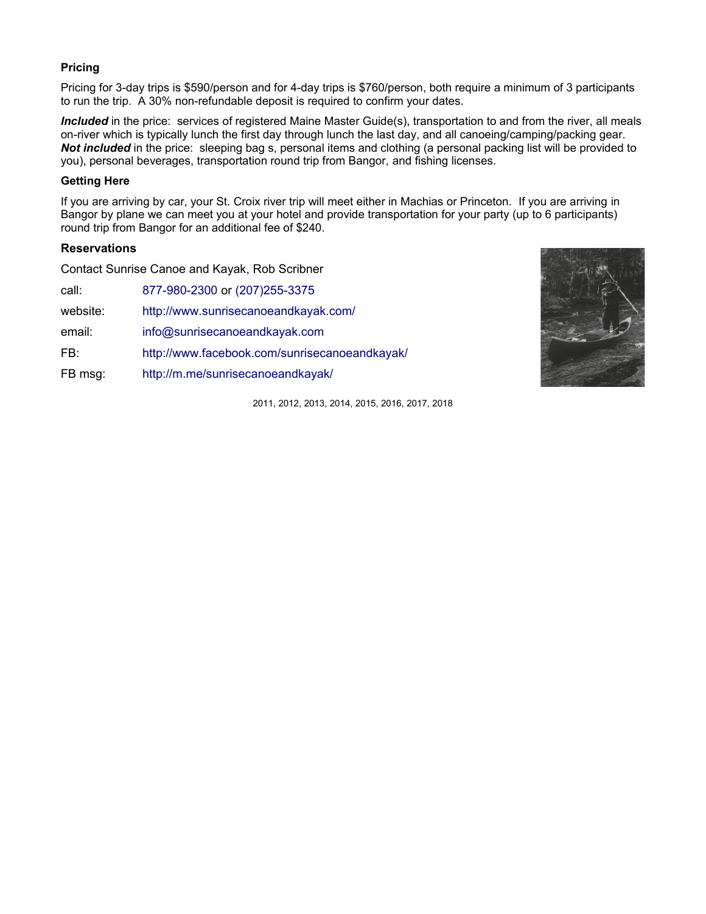### Pricing

Pricing for 3-day trips is $590/person and for 4-day trips is $760/person, both require a minimum of 3 participants to run the trip. A 30% non-refundable deposit is required to confirm your dates.

***Included*** in the price: services of registered Maine Master Guide(s), transportation to and from the river, all meals on-river which is typically lunch the first day through lunch the last day, and all canoeing/camping/packing gear.
***Not included*** in the price: sleeping bag s, personal items and clothing (a personal packing list will be provided to you), personal beverages, transportation round trip from Bangor, and fishing licenses.

### Getting Here

If you are arriving by car, your St. Croix river trip will meet either in Machias or Princeton. If you are arriving in Bangor by plane we can meet you at your hotel and provide transportation for your party (up to 6 participants) round trip from Bangor for an additional fee of $240.

### Reservations

Contact Sunrise Canoe and Kayak, Rob Scribner

| | |
|---|---|
| call: | 877-980-2300 or (207)255-3375 |
| website: | http://www.sunrisecanoeandkayak.com/ |
| email: | info@sunrisecanoeandkayak.com |
| FB: | http://www.facebook.com/sunrisecanoeandkayak/ |
| FB msg: | http://m.me/sunrisecanoeandkayak/ |

2011, 2012, 2013, 2014, 2015, 2016, 2017, 2018